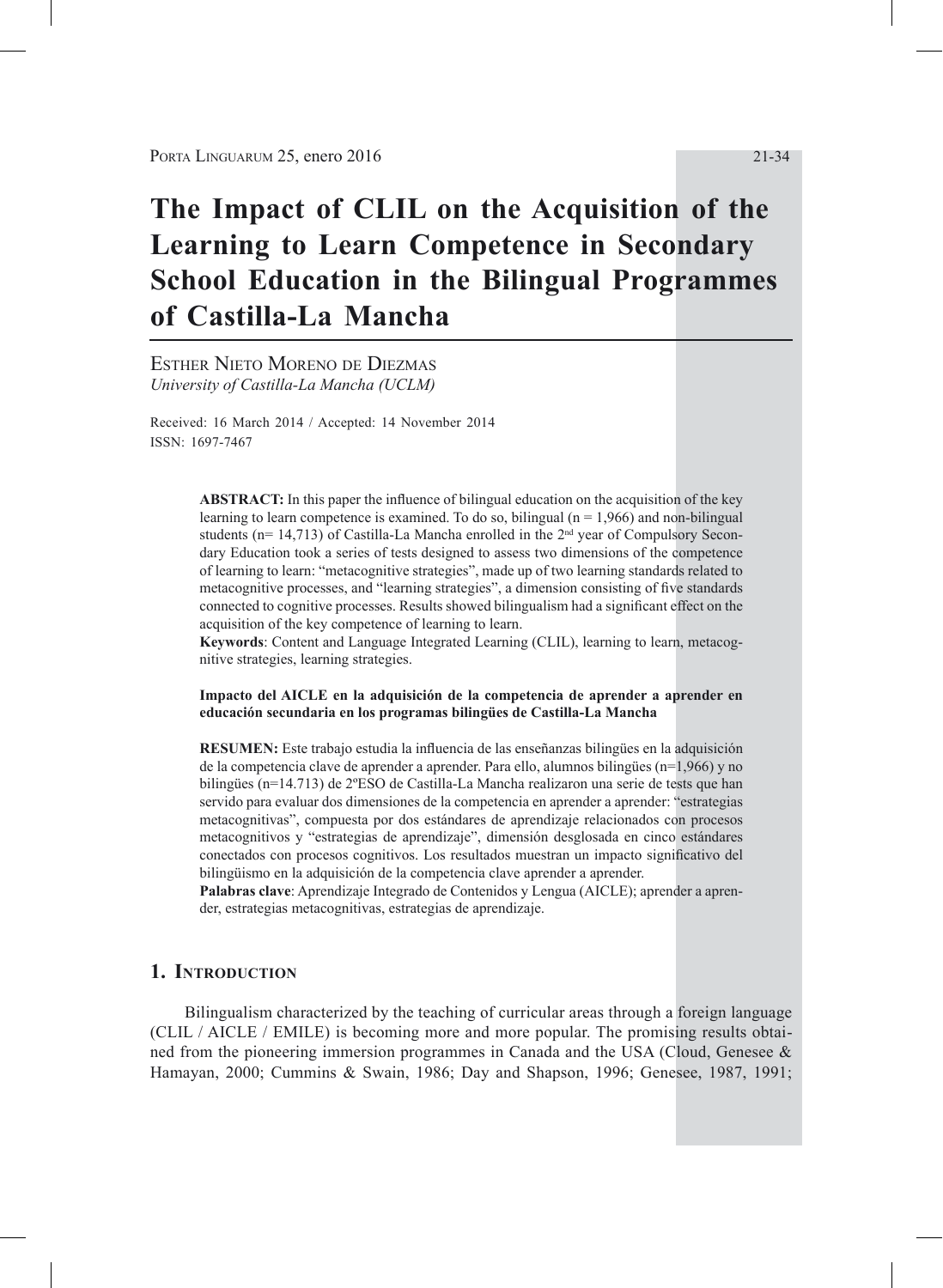# The Impact of CLIL on the Acquisition of the Learning to Learn Competence in Secondary School Education in the Bilingual Programmes of Castilla-La Mancha

Esther Nieto Moreno de Diezmas
*University of Castilla-La Mancha (UCLM)*

Received: 16 March 2014 / Accepted: 14 November 2014
ISSN: 1697-7467

**ABSTRACT:** In this paper the influence of bilingual education on the acquisition of the key learning to learn competence is examined. To do so, bilingual (n = 1,966) and non-bilingual students (n= 14,713) of Castilla-La Mancha enrolled in the 2nd year of Compulsory Secondary Education took a series of tests designed to assess two dimensions of the competence of learning to learn: "metacognitive strategies", made up of two learning standards related to metacognitive processes, and "learning strategies", a dimension consisting of five standards connected to cognitive processes. Results showed bilingualism had a significant effect on the acquisition of the key competence of learning to learn.

**Keywords**: Content and Language Integrated Learning (CLIL), learning to learn, metacognitive strategies, learning strategies.

**Impacto del AICLE en la adquisición de la competencia de aprender a aprender en educación secundaria en los programas bilingües de Castilla-La Mancha**

**RESUMEN:** Este trabajo estudia la influencia de las enseñanzas bilingües en la adquisición de la competencia clave de aprender a aprender. Para ello, alumnos bilingües (n=1,966) y no bilingües (n=14.713) de 2ºESO de Castilla-La Mancha realizaron una serie de tests que han servido para evaluar dos dimensiones de la competencia en aprender a aprender: "estrategias metacognitivas", compuesta por dos estándares de aprendizaje relacionados con procesos metacognitivos y "estrategias de aprendizaje", dimensión desglosada en cinco estándares conectados con procesos cognitivos. Los resultados muestran un impacto significativo del bilingüismo en la adquisición de la competencia clave aprender a aprender.

**Palabras clave**: Aprendizaje Integrado de Contenidos y Lengua (AICLE); aprender a aprender, estrategias metacognitivas, estrategias de aprendizaje.

## 1. Introduction

Bilingualism characterized by the teaching of curricular areas through a foreign language (CLIL / AICLE / EMILE) is becoming more and more popular. The promising results obtained from the pioneering immersion programmes in Canada and the USA (Cloud, Genesee & Hamayan, 2000; Cummins & Swain, 1986; Day and Shapson, 1996; Genesee, 1987, 1991;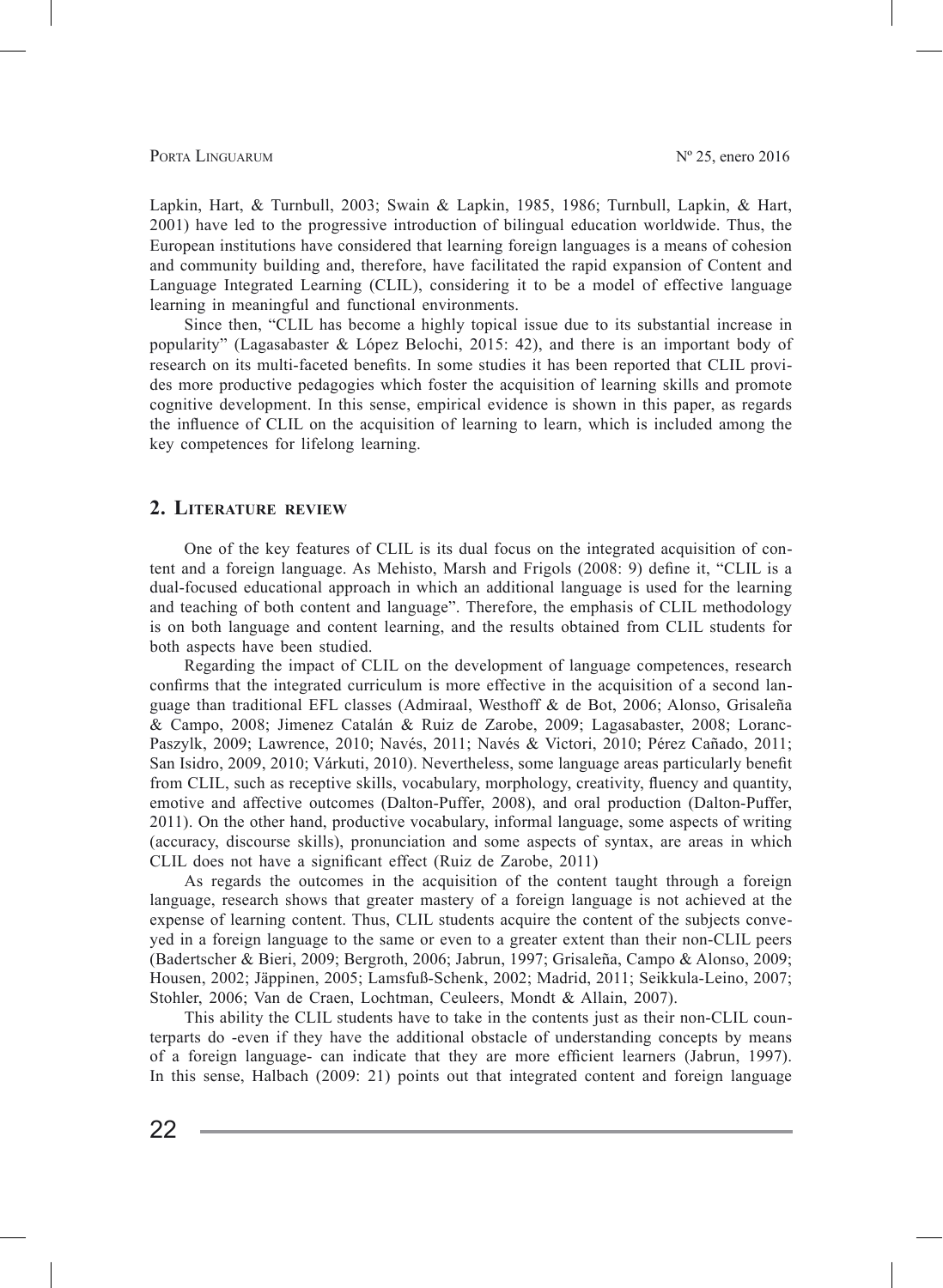Lapkin, Hart, & Turnbull, 2003; Swain & Lapkin, 1985, 1986; Turnbull, Lapkin, & Hart, 2001) have led to the progressive introduction of bilingual education worldwide. Thus, the European institutions have considered that learning foreign languages is a means of cohesion and community building and, therefore, have facilitated the rapid expansion of Content and Language Integrated Learning (CLIL), considering it to be a model of effective language learning in meaningful and functional environments.

Since then, "CLIL has become a highly topical issue due to its substantial increase in popularity" (Lagasabaster & López Belochi, 2015: 42), and there is an important body of research on its multi-faceted benefits. In some studies it has been reported that CLIL provides more productive pedagogies which foster the acquisition of learning skills and promote cognitive development. In this sense, empirical evidence is shown in this paper, as regards the influence of CLIL on the acquisition of learning to learn, which is included among the key competences for lifelong learning.

## 2. Literature review

One of the key features of CLIL is its dual focus on the integrated acquisition of content and a foreign language. As Mehisto, Marsh and Frigols (2008: 9) define it, "CLIL is a dual-focused educational approach in which an additional language is used for the learning and teaching of both content and language". Therefore, the emphasis of CLIL methodology is on both language and content learning, and the results obtained from CLIL students for both aspects have been studied.

Regarding the impact of CLIL on the development of language competences, research confirms that the integrated curriculum is more effective in the acquisition of a second language than traditional EFL classes (Admiraal, Westhoff & de Bot, 2006; Alonso, Grisaleña & Campo, 2008; Jimenez Catalán & Ruiz de Zarobe, 2009; Lagasabaster, 2008; Loranc-Paszylk, 2009; Lawrence, 2010; Navés, 2011; Navés & Victori, 2010; Pérez Cañado, 2011; San Isidro, 2009, 2010; Várkuti, 2010). Nevertheless, some language areas particularly benefit from CLIL, such as receptive skills, vocabulary, morphology, creativity, fluency and quantity, emotive and affective outcomes (Dalton-Puffer, 2008), and oral production (Dalton-Puffer, 2011). On the other hand, productive vocabulary, informal language, some aspects of writing (accuracy, discourse skills), pronunciation and some aspects of syntax, are areas in which CLIL does not have a significant effect (Ruiz de Zarobe, 2011)

As regards the outcomes in the acquisition of the content taught through a foreign language, research shows that greater mastery of a foreign language is not achieved at the expense of learning content. Thus, CLIL students acquire the content of the subjects conveyed in a foreign language to the same or even to a greater extent than their non-CLIL peers (Badertscher & Bieri, 2009; Bergroth, 2006; Jabrun, 1997; Grisaleña, Campo & Alonso, 2009; Housen, 2002; Jäppinen, 2005; Lamsfuß-Schenk, 2002; Madrid, 2011; Seikkula-Leino, 2007; Stohler, 2006; Van de Craen, Lochtman, Ceuleers, Mondt & Allain, 2007).

This ability the CLIL students have to take in the contents just as their non-CLIL counterparts do -even if they have the additional obstacle of understanding concepts by means of a foreign language- can indicate that they are more efficient learners (Jabrun, 1997). In this sense, Halbach (2009: 21) points out that integrated content and foreign language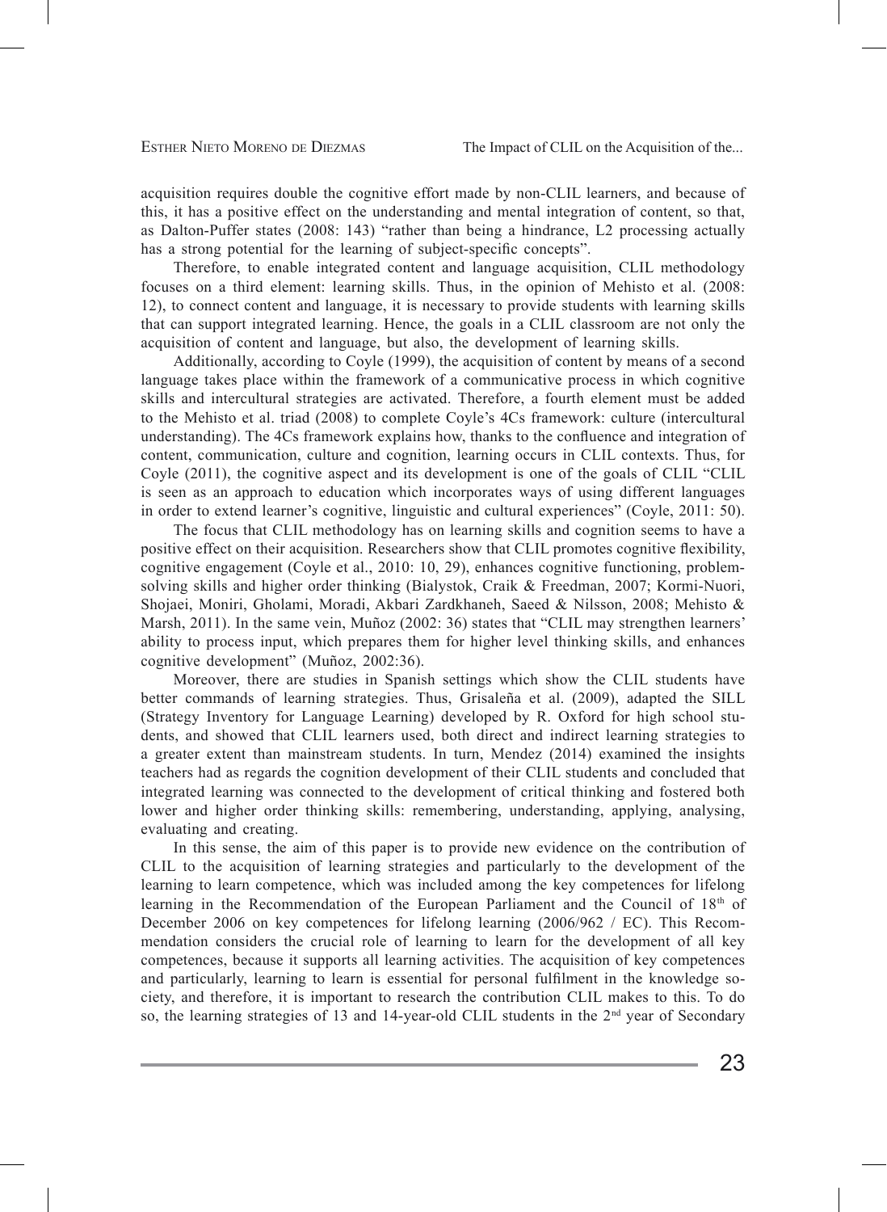acquisition requires double the cognitive effort made by non-CLIL learners, and because of this, it has a positive effect on the understanding and mental integration of content, so that, as Dalton-Puffer states (2008: 143) "rather than being a hindrance, L2 processing actually has a strong potential for the learning of subject-specific concepts".

Therefore, to enable integrated content and language acquisition, CLIL methodology focuses on a third element: learning skills. Thus, in the opinion of Mehisto et al. (2008: 12), to connect content and language, it is necessary to provide students with learning skills that can support integrated learning. Hence, the goals in a CLIL classroom are not only the acquisition of content and language, but also, the development of learning skills.

Additionally, according to Coyle (1999), the acquisition of content by means of a second language takes place within the framework of a communicative process in which cognitive skills and intercultural strategies are activated. Therefore, a fourth element must be added to the Mehisto et al. triad (2008) to complete Coyle's 4Cs framework: culture (intercultural understanding). The 4Cs framework explains how, thanks to the confluence and integration of content, communication, culture and cognition, learning occurs in CLIL contexts. Thus, for Coyle (2011), the cognitive aspect and its development is one of the goals of CLIL "CLIL is seen as an approach to education which incorporates ways of using different languages in order to extend learner's cognitive, linguistic and cultural experiences" (Coyle, 2011: 50).

The focus that CLIL methodology has on learning skills and cognition seems to have a positive effect on their acquisition. Researchers show that CLIL promotes cognitive flexibility, cognitive engagement (Coyle et al., 2010: 10, 29), enhances cognitive functioning, problem-solving skills and higher order thinking (Bialystok, Craik & Freedman, 2007; Kormi-Nuori, Shojaei, Moniri, Gholami, Moradi, Akbari Zardkhaneh, Saeed & Nilsson, 2008; Mehisto & Marsh, 2011). In the same vein, Muñoz (2002: 36) states that "CLIL may strengthen learners' ability to process input, which prepares them for higher level thinking skills, and enhances cognitive development" (Muñoz, 2002:36).

Moreover, there are studies in Spanish settings which show the CLIL students have better commands of learning strategies. Thus, Grisaleña et al. (2009), adapted the SILL (Strategy Inventory for Language Learning) developed by R. Oxford for high school students, and showed that CLIL learners used, both direct and indirect learning strategies to a greater extent than mainstream students. In turn, Mendez (2014) examined the insights teachers had as regards the cognition development of their CLIL students and concluded that integrated learning was connected to the development of critical thinking and fostered both lower and higher order thinking skills: remembering, understanding, applying, analysing, evaluating and creating.

In this sense, the aim of this paper is to provide new evidence on the contribution of CLIL to the acquisition of learning strategies and particularly to the development of the learning to learn competence, which was included among the key competences for lifelong learning in the Recommendation of the European Parliament and the Council of 18th of December 2006 on key competences for lifelong learning (2006/962 / EC). This Recommendation considers the crucial role of learning to learn for the development of all key competences, because it supports all learning activities. The acquisition of key competences and particularly, learning to learn is essential for personal fulfilment in the knowledge society, and therefore, it is important to research the contribution CLIL makes to this. To do so, the learning strategies of 13 and 14-year-old CLIL students in the 2nd year of Secondary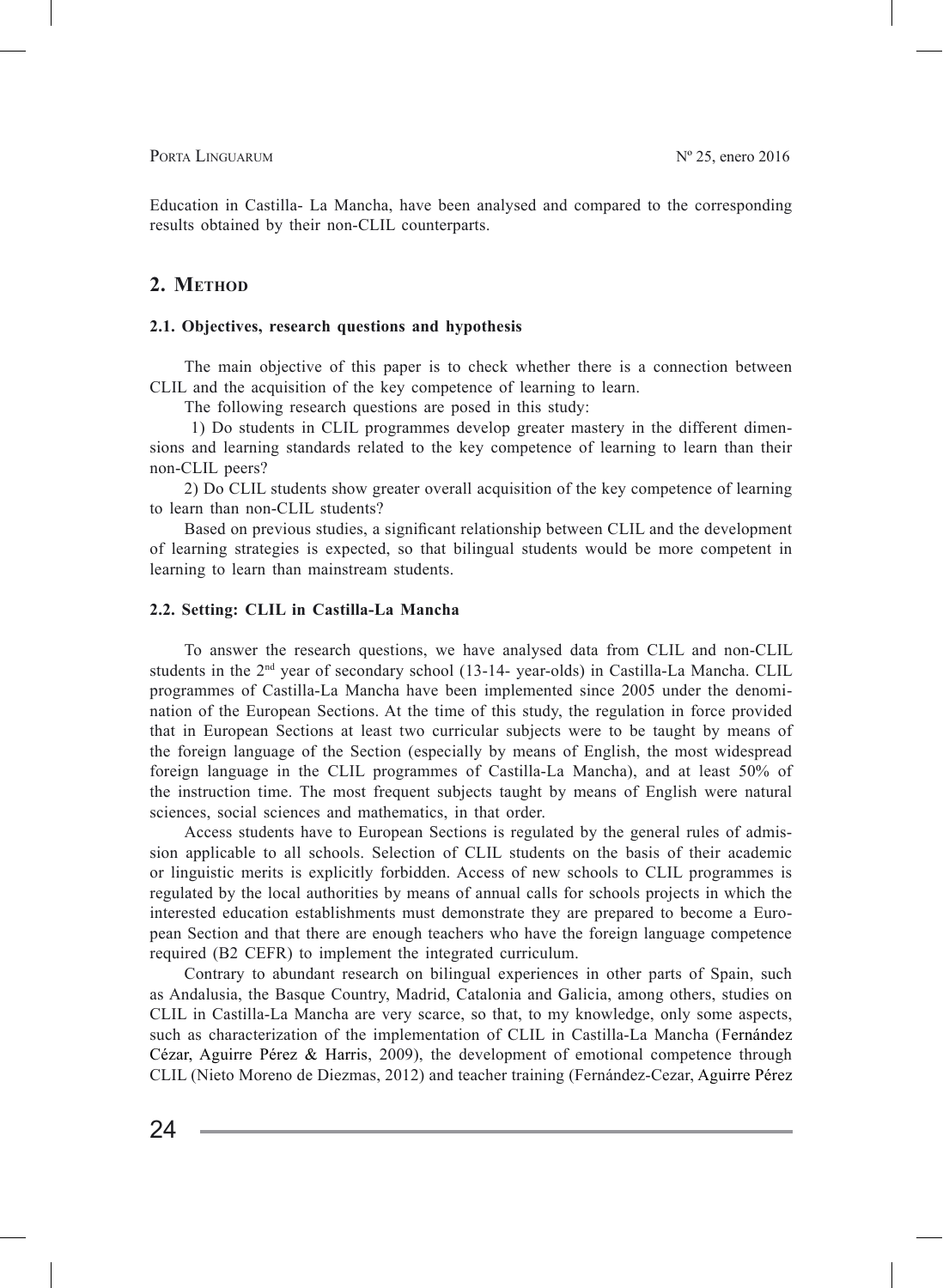Education in Castilla- La Mancha, have been analysed and compared to the corresponding results obtained by their non-CLIL counterparts.

## 2. Method

### 2.1. Objectives, research questions and hypothesis

The main objective of this paper is to check whether there is a connection between CLIL and the acquisition of the key competence of learning to learn.

The following research questions are posed in this study:

1) Do students in CLIL programmes develop greater mastery in the different dimensions and learning standards related to the key competence of learning to learn than their non-CLIL peers?

2) Do CLIL students show greater overall acquisition of the key competence of learning to learn than non-CLIL students?

Based on previous studies, a significant relationship between CLIL and the development of learning strategies is expected, so that bilingual students would be more competent in learning to learn than mainstream students.

### 2.2. Setting: CLIL in Castilla-La Mancha

To answer the research questions, we have analysed data from CLIL and non-CLIL students in the 2nd year of secondary school (13-14- year-olds) in Castilla-La Mancha. CLIL programmes of Castilla-La Mancha have been implemented since 2005 under the denomination of the European Sections. At the time of this study, the regulation in force provided that in European Sections at least two curricular subjects were to be taught by means of the foreign language of the Section (especially by means of English, the most widespread foreign language in the CLIL programmes of Castilla-La Mancha), and at least 50% of the instruction time. The most frequent subjects taught by means of English were natural sciences, social sciences and mathematics, in that order.

Access students have to European Sections is regulated by the general rules of admission applicable to all schools. Selection of CLIL students on the basis of their academic or linguistic merits is explicitly forbidden. Access of new schools to CLIL programmes is regulated by the local authorities by means of annual calls for schools projects in which the interested education establishments must demonstrate they are prepared to become a European Section and that there are enough teachers who have the foreign language competence required (B2 CEFR) to implement the integrated curriculum.

Contrary to abundant research on bilingual experiences in other parts of Spain, such as Andalusia, the Basque Country, Madrid, Catalonia and Galicia, among others, studies on CLIL in Castilla-La Mancha are very scarce, so that, to my knowledge, only some aspects, such as characterization of the implementation of CLIL in Castilla-La Mancha (Fernández Cézar, Aguirre Pérez & Harris, 2009), the development of emotional competence through CLIL (Nieto Moreno de Diezmas, 2012) and teacher training (Fernández-Cezar, Aguirre Pérez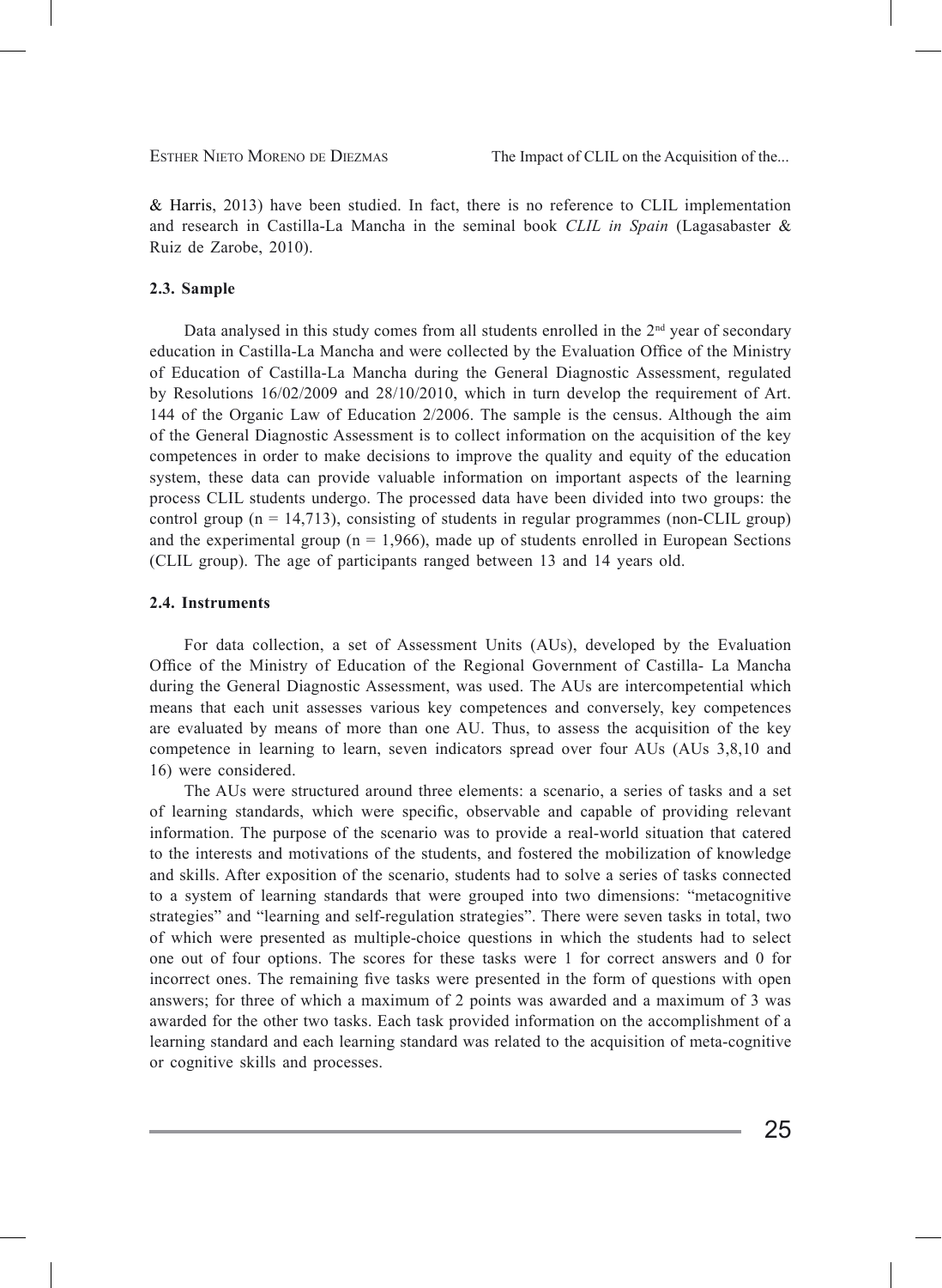& Harris, 2013) have been studied. In fact, there is no reference to CLIL implementation and research in Castilla-La Mancha in the seminal book *CLIL in Spain* (Lagasabaster & Ruiz de Zarobe, 2010).

### 2.3. Sample

Data analysed in this study comes from all students enrolled in the 2nd year of secondary education in Castilla-La Mancha and were collected by the Evaluation Office of the Ministry of Education of Castilla-La Mancha during the General Diagnostic Assessment, regulated by Resolutions 16/02/2009 and 28/10/2010, which in turn develop the requirement of Art. 144 of the Organic Law of Education 2/2006. The sample is the census. Although the aim of the General Diagnostic Assessment is to collect information on the acquisition of the key competences in order to make decisions to improve the quality and equity of the education system, these data can provide valuable information on important aspects of the learning process CLIL students undergo. The processed data have been divided into two groups: the control group ($n = 14{,}713$), consisting of students in regular programmes (non-CLIL group) and the experimental group ($n = 1{,}966$), made up of students enrolled in European Sections (CLIL group). The age of participants ranged between 13 and 14 years old.

### 2.4. Instruments

For data collection, a set of Assessment Units (AUs), developed by the Evaluation Office of the Ministry of Education of the Regional Government of Castilla- La Mancha during the General Diagnostic Assessment, was used. The AUs are intercompetential which means that each unit assesses various key competences and conversely, key competences are evaluated by means of more than one AU. Thus, to assess the acquisition of the key competence in learning to learn, seven indicators spread over four AUs (AUs 3,8,10 and 16) were considered.

The AUs were structured around three elements: a scenario, a series of tasks and a set of learning standards, which were specific, observable and capable of providing relevant information. The purpose of the scenario was to provide a real-world situation that catered to the interests and motivations of the students, and fostered the mobilization of knowledge and skills. After exposition of the scenario, students had to solve a series of tasks connected to a system of learning standards that were grouped into two dimensions: "metacognitive strategies" and "learning and self-regulation strategies". There were seven tasks in total, two of which were presented as multiple-choice questions in which the students had to select one out of four options. The scores for these tasks were 1 for correct answers and 0 for incorrect ones. The remaining five tasks were presented in the form of questions with open answers; for three of which a maximum of 2 points was awarded and a maximum of 3 was awarded for the other two tasks. Each task provided information on the accomplishment of a learning standard and each learning standard was related to the acquisition of meta-cognitive or cognitive skills and processes.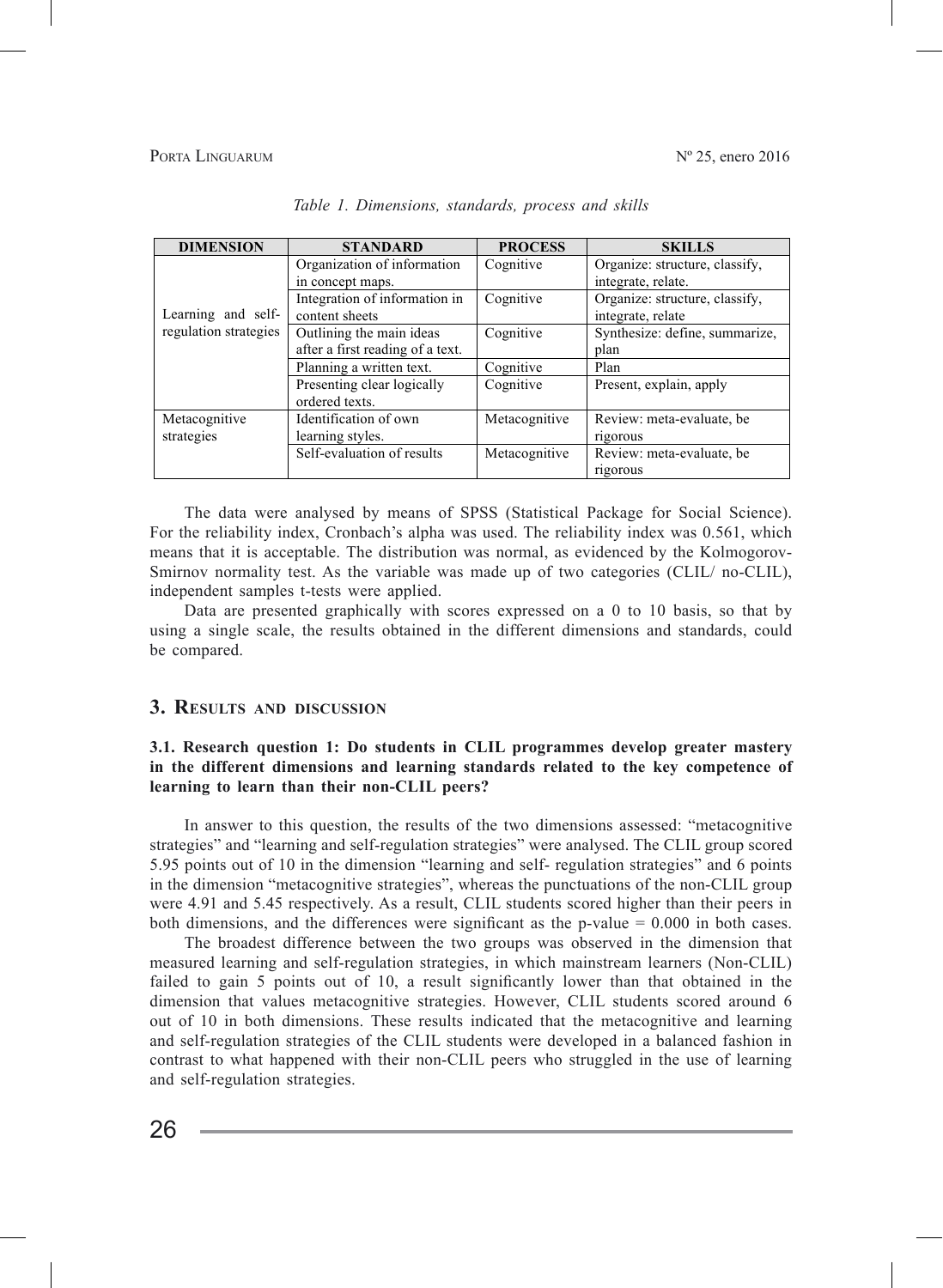*Table 1. Dimensions, standards, process and skills*

| DIMENSION | STANDARD | PROCESS | SKILLS |
|---|---|---|---|
| Learning and self-regulation strategies | Organization of information in concept maps. | Cognitive | Organize: structure, classify, integrate, relate. |
| | Integration of information in content sheets | Cognitive | Organize: structure, classify, integrate, relate |
| | Outlining the main ideas after a first reading of a text. | Cognitive | Synthesize: define, summarize, plan |
| | Planning a written text. | Cognitive | Plan |
| | Presenting clear logically ordered texts. | Cognitive | Present, explain, apply |
| Metacognitive strategies | Identification of own learning styles. | Metacognitive | Review: meta-evaluate, be rigorous |
| | Self-evaluation of results | Metacognitive | Review: meta-evaluate, be rigorous |

The data were analysed by means of SPSS (Statistical Package for Social Science). For the reliability index, Cronbach's alpha was used. The reliability index was 0.561, which means that it is acceptable. The distribution was normal, as evidenced by the Kolmogorov-Smirnov normality test. As the variable was made up of two categories (CLIL/ no-CLIL), independent samples t-tests were applied.

Data are presented graphically with scores expressed on a 0 to 10 basis, so that by using a single scale, the results obtained in the different dimensions and standards, could be compared.

## 3. Results and discussion

### 3.1. Research question 1: Do students in CLIL programmes develop greater mastery in the different dimensions and learning standards related to the key competence of learning to learn than their non-CLIL peers?

In answer to this question, the results of the two dimensions assessed: "metacognitive strategies" and "learning and self-regulation strategies" were analysed. The CLIL group scored 5.95 points out of 10 in the dimension "learning and self- regulation strategies" and 6 points in the dimension "metacognitive strategies", whereas the punctuations of the non-CLIL group were 4.91 and 5.45 respectively. As a result, CLIL students scored higher than their peers in both dimensions, and the differences were significant as the p-value = 0.000 in both cases.

The broadest difference between the two groups was observed in the dimension that measured learning and self-regulation strategies, in which mainstream learners (Non-CLIL) failed to gain 5 points out of 10, a result significantly lower than that obtained in the dimension that values metacognitive strategies. However, CLIL students scored around 6 out of 10 in both dimensions. These results indicated that the metacognitive and learning and self-regulation strategies of the CLIL students were developed in a balanced fashion in contrast to what happened with their non-CLIL peers who struggled in the use of learning and self-regulation strategies.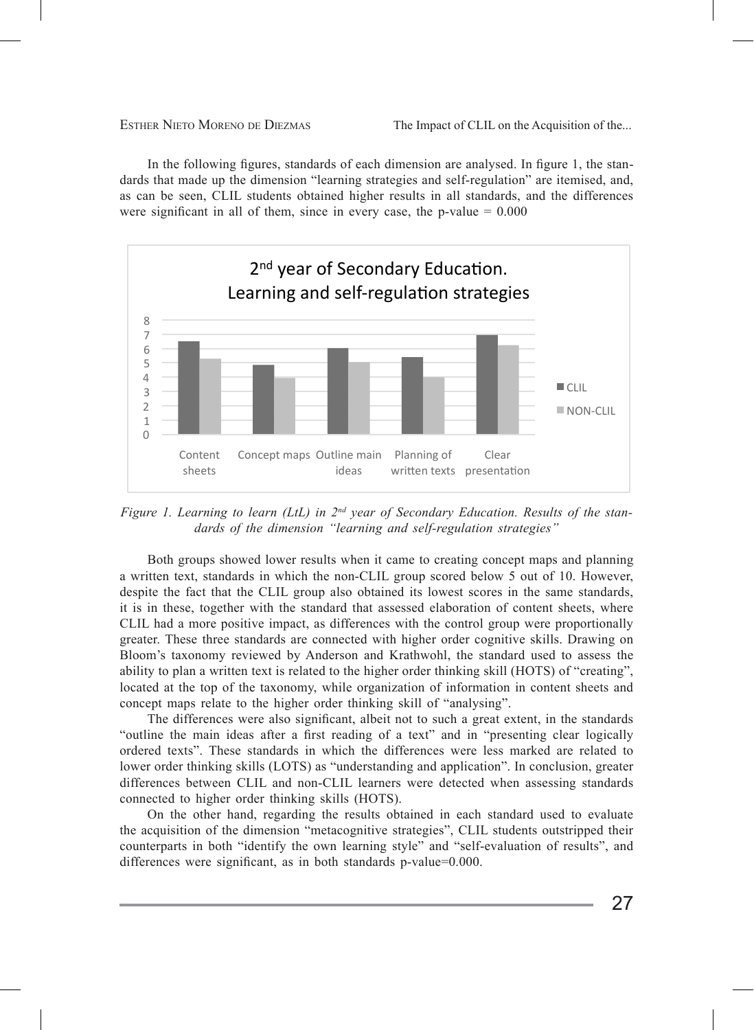In the following figures, standards of each dimension are analysed. In figure 1, the standards that made up the dimension "learning strategies and self-regulation" are itemised, and, as can be seen, CLIL students obtained higher results in all standards, and the differences were significant in all of them, since in every case, the p-value = 0.000

*Figure 1. Learning to learn (LtL) in 2nd year of Secondary Education. Results of the standards of the dimension "learning and self-regulation strategies"*

Both groups showed lower results when it came to creating concept maps and planning a written text, standards in which the non-CLIL group scored below 5 out of 10. However, despite the fact that the CLIL group also obtained its lowest scores in the same standards, it is in these, together with the standard that assessed elaboration of content sheets, where CLIL had a more positive impact, as differences with the control group were proportionally greater. These three standards are connected with higher order cognitive skills. Drawing on Bloom's taxonomy reviewed by Anderson and Krathwohl, the standard used to assess the ability to plan a written text is related to the higher order thinking skill (HOTS) of "creating", located at the top of the taxonomy, while organization of information in content sheets and concept maps relate to the higher order thinking skill of "analysing".

The differences were also significant, albeit not to such a great extent, in the standards "outline the main ideas after a first reading of a text" and in "presenting clear logically ordered texts". These standards in which the differences were less marked are related to lower order thinking skills (LOTS) as "understanding and application". In conclusion, greater differences between CLIL and non-CLIL learners were detected when assessing standards connected to higher order thinking skills (HOTS).

On the other hand, regarding the results obtained in each standard used to evaluate the acquisition of the dimension "metacognitive strategies", CLIL students outstripped their counterparts in both "identify the own learning style" and "self-evaluation of results", and differences were significant, as in both standards p-value=0.000.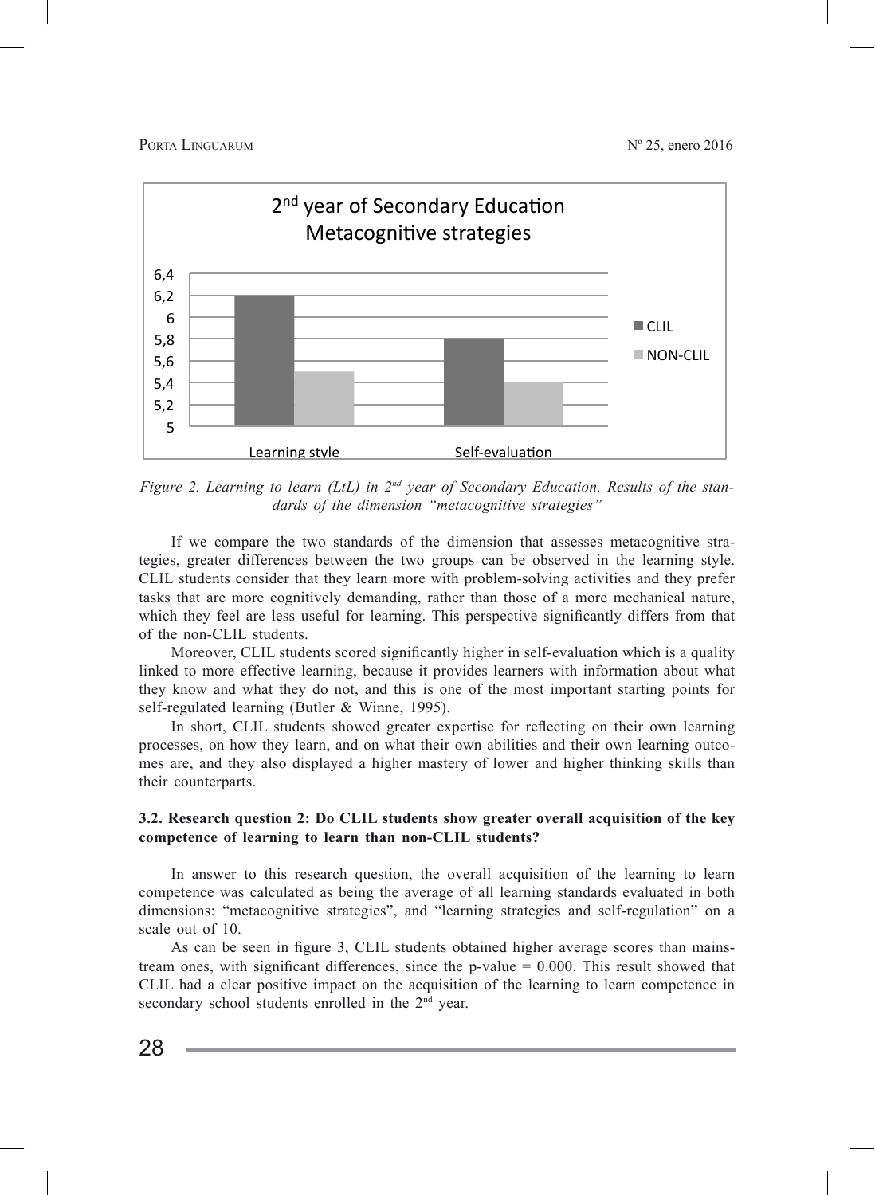*Figure 2. Learning to learn (LtL) in 2nd year of Secondary Education. Results of the standards of the dimension "metacognitive strategies"*

If we compare the two standards of the dimension that assesses metacognitive strategies, greater differences between the two groups can be observed in the learning style. CLIL students consider that they learn more with problem-solving activities and they prefer tasks that are more cognitively demanding, rather than those of a more mechanical nature, which they feel are less useful for learning. This perspective significantly differs from that of the non-CLIL students.

Moreover, CLIL students scored significantly higher in self-evaluation which is a quality linked to more effective learning, because it provides learners with information about what they know and what they do not, and this is one of the most important starting points for self-regulated learning (Butler & Winne, 1995).

In short, CLIL students showed greater expertise for reflecting on their own learning processes, on how they learn, and on what their own abilities and their own learning outcomes are, and they also displayed a higher mastery of lower and higher thinking skills than their counterparts.

### 3.2. Research question 2: Do CLIL students show greater overall acquisition of the key competence of learning to learn than non-CLIL students?

In answer to this research question, the overall acquisition of the learning to learn competence was calculated as being the average of all learning standards evaluated in both dimensions: "metacognitive strategies", and "learning strategies and self-regulation" on a scale out of 10.

As can be seen in figure 3, CLIL students obtained higher average scores than mainstream ones, with significant differences, since the p-value = 0.000. This result showed that CLIL had a clear positive impact on the acquisition of the learning to learn competence in secondary school students enrolled in the 2nd year.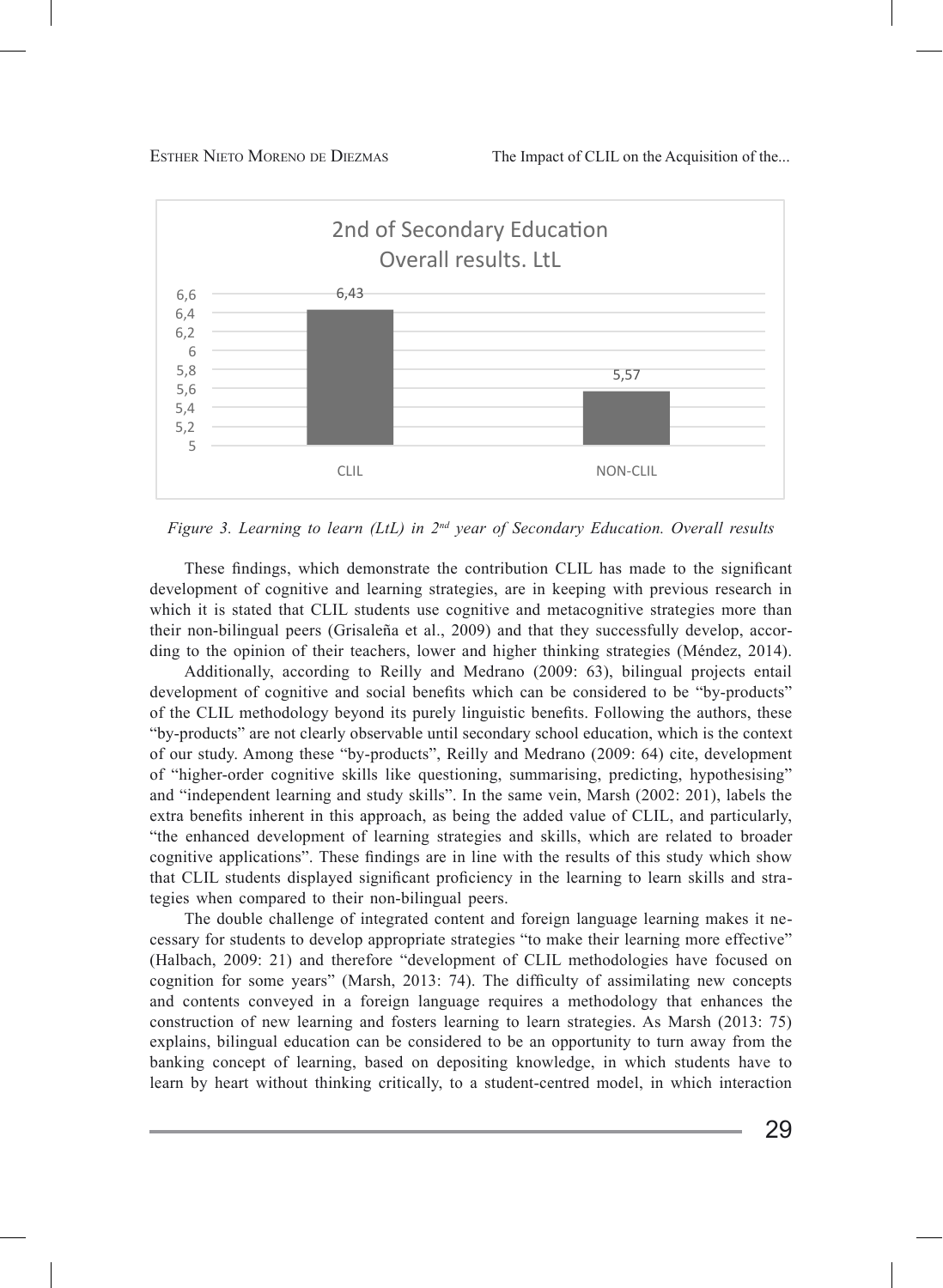*Figure 3. Learning to learn (LtL) in 2nd year of Secondary Education. Overall results*

These findings, which demonstrate the contribution CLIL has made to the significant development of cognitive and learning strategies, are in keeping with previous research in which it is stated that CLIL students use cognitive and metacognitive strategies more than their non-bilingual peers (Grisaleña et al., 2009) and that they successfully develop, according to the opinion of their teachers, lower and higher thinking strategies (Méndez, 2014).

Additionally, according to Reilly and Medrano (2009: 63), bilingual projects entail development of cognitive and social benefits which can be considered to be "by-products" of the CLIL methodology beyond its purely linguistic benefits. Following the authors, these "by-products" are not clearly observable until secondary school education, which is the context of our study. Among these "by-products", Reilly and Medrano (2009: 64) cite, development of "higher-order cognitive skills like questioning, summarising, predicting, hypothesising" and "independent learning and study skills". In the same vein, Marsh (2002: 201), labels the extra benefits inherent in this approach, as being the added value of CLIL, and particularly, "the enhanced development of learning strategies and skills, which are related to broader cognitive applications". These findings are in line with the results of this study which show that CLIL students displayed significant proficiency in the learning to learn skills and strategies when compared to their non-bilingual peers.

The double challenge of integrated content and foreign language learning makes it necessary for students to develop appropriate strategies "to make their learning more effective" (Halbach, 2009: 21) and therefore "development of CLIL methodologies have focused on cognition for some years" (Marsh, 2013: 74). The difficulty of assimilating new concepts and contents conveyed in a foreign language requires a methodology that enhances the construction of new learning and fosters learning to learn strategies. As Marsh (2013: 75) explains, bilingual education can be considered to be an opportunity to turn away from the banking concept of learning, based on depositing knowledge, in which students have to learn by heart without thinking critically, to a student-centred model, in which interaction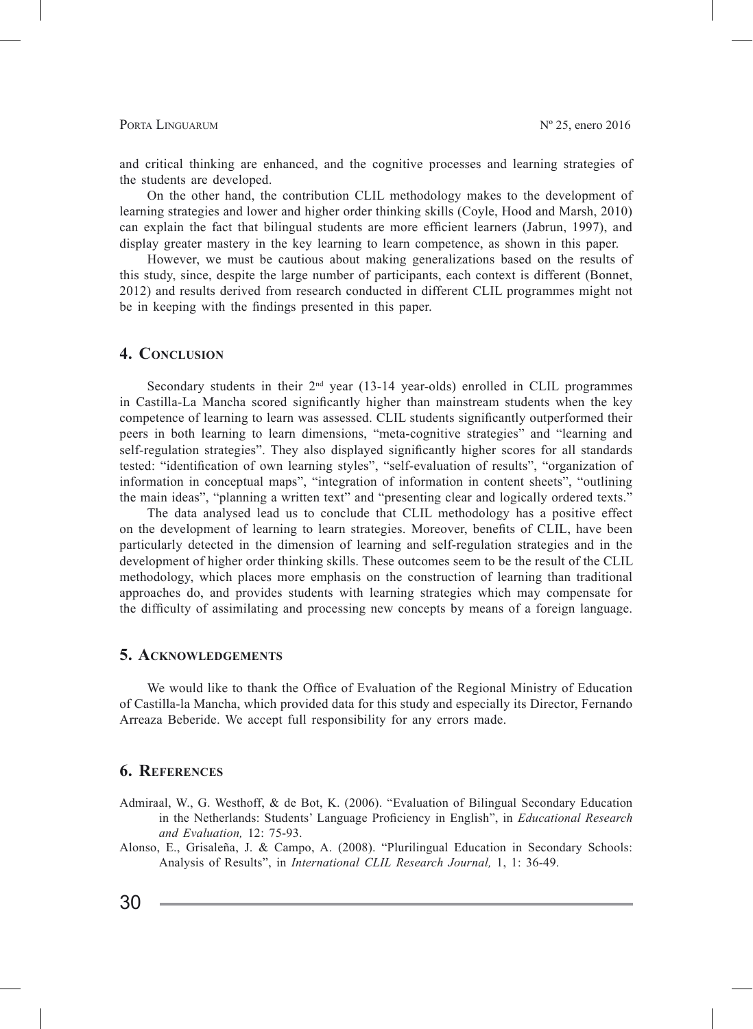and critical thinking are enhanced, and the cognitive processes and learning strategies of the students are developed.

On the other hand, the contribution CLIL methodology makes to the development of learning strategies and lower and higher order thinking skills (Coyle, Hood and Marsh, 2010) can explain the fact that bilingual students are more efficient learners (Jabrun, 1997), and display greater mastery in the key learning to learn competence, as shown in this paper.

However, we must be cautious about making generalizations based on the results of this study, since, despite the large number of participants, each context is different (Bonnet, 2012) and results derived from research conducted in different CLIL programmes might not be in keeping with the findings presented in this paper.

## 4. Conclusion

Secondary students in their 2nd year (13-14 year-olds) enrolled in CLIL programmes in Castilla-La Mancha scored significantly higher than mainstream students when the key competence of learning to learn was assessed. CLIL students significantly outperformed their peers in both learning to learn dimensions, "meta-cognitive strategies" and "learning and self-regulation strategies". They also displayed significantly higher scores for all standards tested: "identification of own learning styles", "self-evaluation of results", "organization of information in conceptual maps", "integration of information in content sheets", "outlining the main ideas", "planning a written text" and "presenting clear and logically ordered texts."

The data analysed lead us to conclude that CLIL methodology has a positive effect on the development of learning to learn strategies. Moreover, benefits of CLIL, have been particularly detected in the dimension of learning and self-regulation strategies and in the development of higher order thinking skills. These outcomes seem to be the result of the CLIL methodology, which places more emphasis on the construction of learning than traditional approaches do, and provides students with learning strategies which may compensate for the difficulty of assimilating and processing new concepts by means of a foreign language.

## 5. Acknowledgements

We would like to thank the Office of Evaluation of the Regional Ministry of Education of Castilla-la Mancha, which provided data for this study and especially its Director, Fernando Arreaza Beberide. We accept full responsibility for any errors made.

## 6. References

Admiraal, W., G. Westhoff, & de Bot, K. (2006). "Evaluation of Bilingual Secondary Education in the Netherlands: Students' Language Proficiency in English", in *Educational Research and Evaluation,* 12: 75-93.

Alonso, E., Grisaleña, J. & Campo, A. (2008). "Plurilingual Education in Secondary Schools: Analysis of Results", in *International CLIL Research Journal,* 1, 1: 36-49.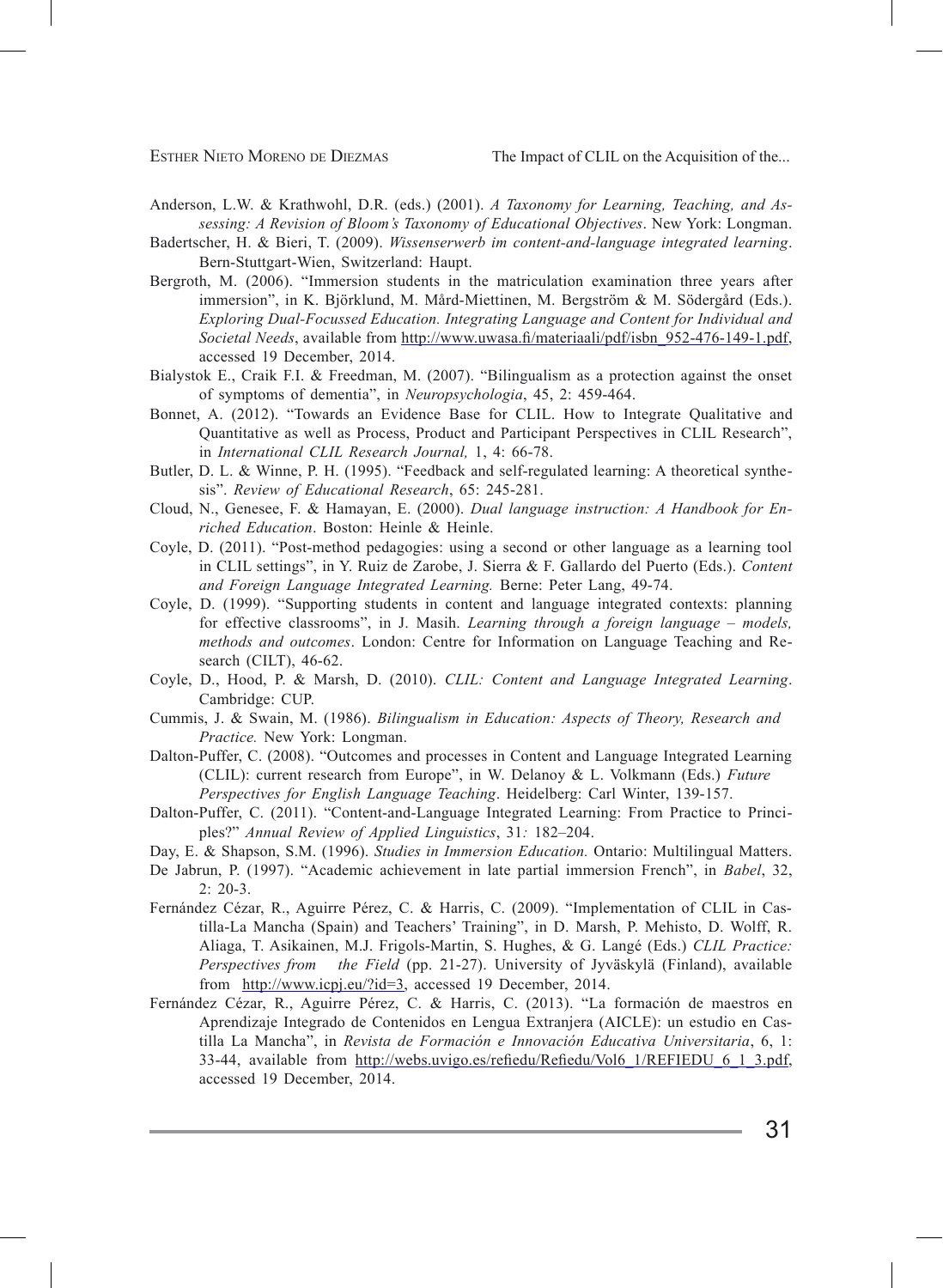Anderson, L.W. & Krathwohl, D.R. (eds.) (2001). *A Taxonomy for Learning, Teaching, and Assessing: A Revision of Bloom's Taxonomy of Educational Objectives*. New York: Longman.

Badertscher, H. & Bieri, T. (2009). *Wissenserwerb im content-and-language integrated learning*. Bern-Stuttgart-Wien, Switzerland: Haupt.

Bergroth, M. (2006). "Immersion students in the matriculation examination three years after immersion", in K. Björklund, M. Mård-Miettinen, M. Bergström & M. Södergård (Eds.). *Exploring Dual-Focussed Education. Integrating Language and Content for Individual and Societal Needs*, available from http://www.uwasa.fi/materiaali/pdf/isbn_952-476-149-1.pdf, accessed 19 December, 2014.

Bialystok E., Craik F.I. & Freedman, M. (2007). "Bilingualism as a protection against the onset of symptoms of dementia", in *Neuropsychologia*, 45, 2: 459-464.

Bonnet, A. (2012). "Towards an Evidence Base for CLIL. How to Integrate Qualitative and Quantitative as well as Process, Product and Participant Perspectives in CLIL Research", in *International CLIL Research Journal,* 1, 4: 66-78.

Butler, D. L. & Winne, P. H. (1995). "Feedback and self-regulated learning: A theoretical synthesis". *Review of Educational Research*, 65: 245-281.

Cloud, N., Genesee, F. & Hamayan, E. (2000). *Dual language instruction: A Handbook for Enriched Education*. Boston: Heinle & Heinle.

Coyle, D. (2011). "Post-method pedagogies: using a second or other language as a learning tool in CLIL settings", in Y. Ruiz de Zarobe, J. Sierra & F. Gallardo del Puerto (Eds.). *Content and Foreign Language Integrated Learning.* Berne: Peter Lang, 49-74.

Coyle, D. (1999). "Supporting students in content and language integrated contexts: planning for effective classrooms", in J. Masih. *Learning through a foreign language – models, methods and outcomes*. London: Centre for Information on Language Teaching and Research (CILT), 46-62.

Coyle, D., Hood, P. & Marsh, D. (2010). *CLIL: Content and Language Integrated Learning*. Cambridge: CUP.

Cummis, J. & Swain, M. (1986). *Bilingualism in Education: Aspects of Theory, Research and Practice.* New York: Longman.

Dalton-Puffer, C. (2008). "Outcomes and processes in Content and Language Integrated Learning (CLIL): current research from Europe", in W. Delanoy & L. Volkmann (Eds.) *Future Perspectives for English Language Teaching*. Heidelberg: Carl Winter, 139-157.

Dalton-Puffer, C. (2011). "Content-and-Language Integrated Learning: From Practice to Principles?" *Annual Review of Applied Linguistics*, 31*:* 182–204.

Day, E. & Shapson, S.M. (1996). *Studies in Immersion Education.* Ontario: Multilingual Matters.

De Jabrun, P. (1997). "Academic achievement in late partial immersion French", in *Babel*, 32, 2: 20-3.

Fernández Cézar, R., Aguirre Pérez, C. & Harris, C. (2009). "Implementation of CLIL in Castilla-La Mancha (Spain) and Teachers' Training", in D. Marsh, P. Mehisto, D. Wolff, R. Aliaga, T. Asikainen, M.J. Frigols-Martin, S. Hughes, & G. Langé (Eds.) *CLIL Practice: Perspectives from the Field* (pp. 21-27). University of Jyväskylä (Finland), available from http://www.icpj.eu/?id=3, accessed 19 December, 2014.

Fernández Cézar, R., Aguirre Pérez, C. & Harris, C. (2013). "La formación de maestros en Aprendizaje Integrado de Contenidos en Lengua Extranjera (AICLE): un estudio en Castilla La Mancha", in *Revista de Formación e Innovación Educativa Universitaria*, 6, 1: 33-44, available from http://webs.uvigo.es/refiedu/Refiedu/Vol6_1/REFIEDU_6_1_3.pdf, accessed 19 December, 2014.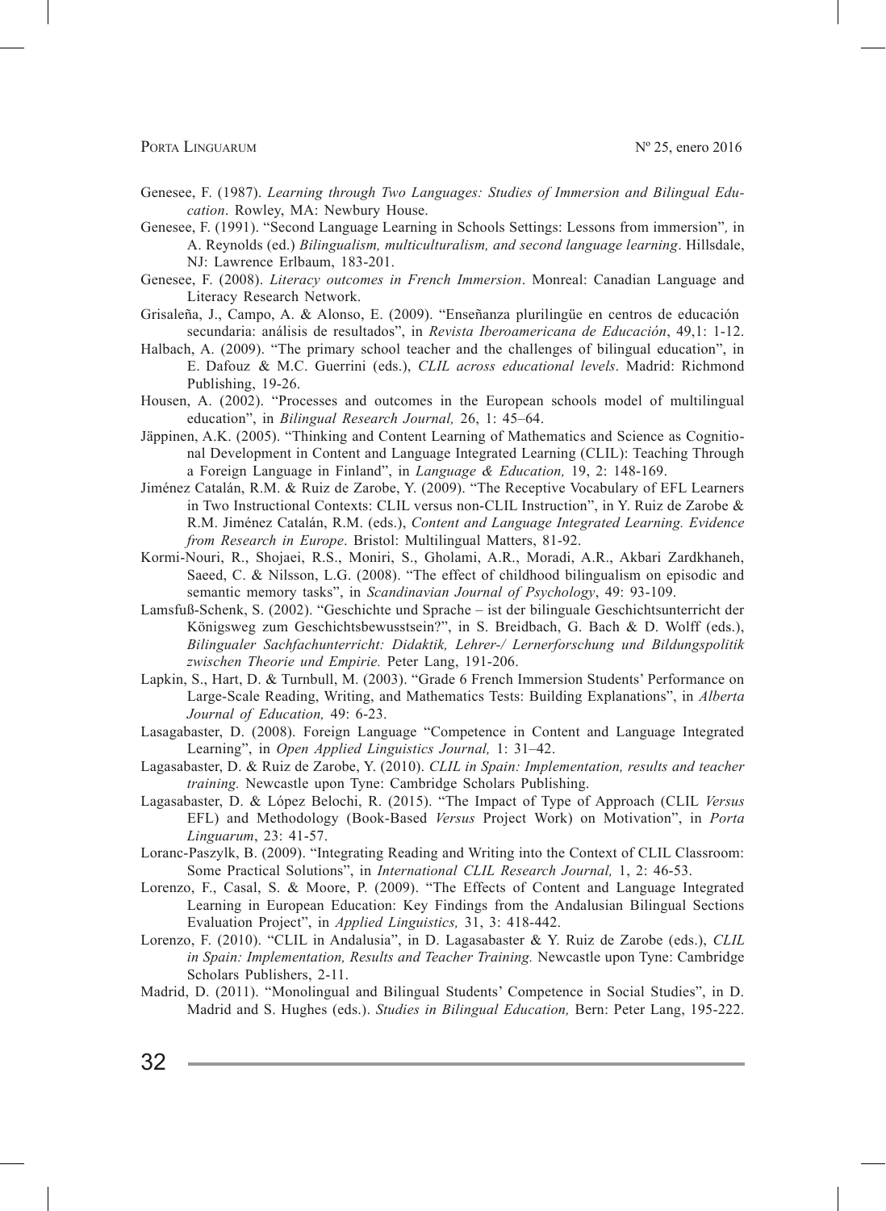Genesee, F. (1987). *Learning through Two Languages: Studies of Immersion and Bilingual Education*. Rowley, MA: Newbury House.

Genesee, F. (1991). "Second Language Learning in Schools Settings: Lessons from immersion"*,* in A. Reynolds (ed.) *Bilingualism, multiculturalism, and second language learning*. Hillsdale, NJ: Lawrence Erlbaum, 183-201.

Genesee, F. (2008). *Literacy outcomes in French Immersion*. Monreal: Canadian Language and Literacy Research Network.

Grisaleña, J., Campo, A. & Alonso, E. (2009). "Enseñanza plurilingüe en centros de educación secundaria: análisis de resultados", in *Revista Iberoamericana de Educación*, 49,1: 1-12.

Halbach, A. (2009). "The primary school teacher and the challenges of bilingual education", in E. Dafouz & M.C. Guerrini (eds.), *CLIL across educational levels*. Madrid: Richmond Publishing, 19-26.

Housen, A. (2002). "Processes and outcomes in the European schools model of multilingual education", in *Bilingual Research Journal,* 26, 1: 45–64.

Jäppinen, A.K. (2005). "Thinking and Content Learning of Mathematics and Science as Cognitional Development in Content and Language Integrated Learning (CLIL): Teaching Through a Foreign Language in Finland", in *Language & Education,* 19, 2: 148-169.

Jiménez Catalán, R.M. & Ruiz de Zarobe, Y. (2009). "The Receptive Vocabulary of EFL Learners in Two Instructional Contexts: CLIL versus non-CLIL Instruction", in Y. Ruiz de Zarobe & R.M. Jiménez Catalán, R.M. (eds.), *Content and Language Integrated Learning. Evidence from Research in Europe*. Bristol: Multilingual Matters, 81-92.

Kormi-Nouri, R., Shojaei, R.S., Moniri, S., Gholami, A.R., Moradi, A.R., Akbari Zardkhaneh, Saeed, C. & Nilsson, L.G. (2008). "The effect of childhood bilingualism on episodic and semantic memory tasks", in *Scandinavian Journal of Psychology*, 49: 93-109.

Lamsfuß-Schenk, S. (2002). "Geschichte und Sprache – ist der bilinguale Geschichtsunterricht der Königsweg zum Geschichtsbewusstsein?", in S. Breidbach, G. Bach & D. Wolff (eds.), *Bilingualer Sachfachunterricht: Didaktik, Lehrer-/ Lernerforschung und Bildungspolitik zwischen Theorie und Empirie.* Peter Lang, 191-206.

Lapkin, S., Hart, D. & Turnbull, M. (2003). "Grade 6 French Immersion Students' Performance on Large-Scale Reading, Writing, and Mathematics Tests: Building Explanations", in *Alberta Journal of Education,* 49: 6-23.

Lasagabaster, D. (2008). Foreign Language "Competence in Content and Language Integrated Learning", in *Open Applied Linguistics Journal,* 1: 31–42.

Lagasabaster, D. & Ruiz de Zarobe, Y. (2010). *CLIL in Spain: Implementation, results and teacher training.* Newcastle upon Tyne: Cambridge Scholars Publishing.

Lagasabaster, D. & López Belochi, R. (2015). "The Impact of Type of Approach (CLIL *Versus* EFL) and Methodology (Book-Based *Versus* Project Work) on Motivation", in *Porta Linguarum*, 23: 41-57.

Loranc-Paszylk, B. (2009). "Integrating Reading and Writing into the Context of CLIL Classroom: Some Practical Solutions", in *International CLIL Research Journal,* 1, 2: 46-53.

Lorenzo, F., Casal, S. & Moore, P. (2009). "The Effects of Content and Language Integrated Learning in European Education: Key Findings from the Andalusian Bilingual Sections Evaluation Project", in *Applied Linguistics,* 31, 3: 418-442.

Lorenzo, F. (2010). "CLIL in Andalusia", in D. Lagasabaster & Y. Ruiz de Zarobe (eds.), *CLIL in Spain: Implementation, Results and Teacher Training.* Newcastle upon Tyne: Cambridge Scholars Publishers, 2-11.

Madrid, D. (2011). "Monolingual and Bilingual Students' Competence in Social Studies", in D. Madrid and S. Hughes (eds.). *Studies in Bilingual Education,* Bern: Peter Lang, 195-222.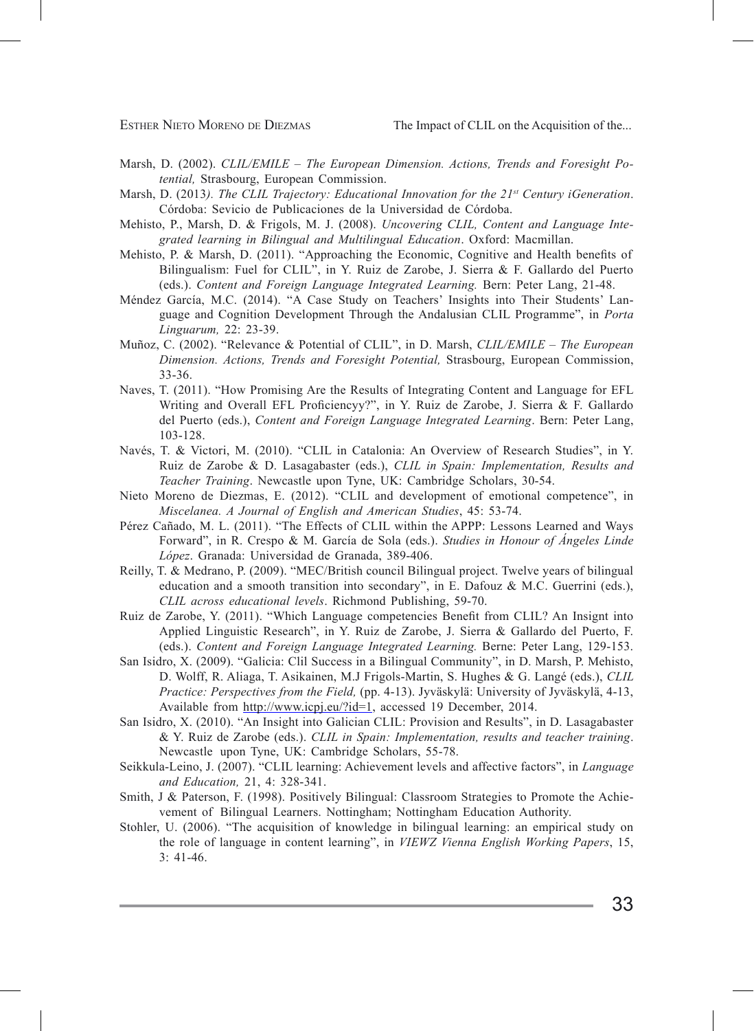Marsh, D. (2002). *CLIL/EMILE – The European Dimension. Actions, Trends and Foresight Potential,* Strasbourg, European Commission.

Marsh, D. (2013*). The CLIL Trajectory: Educational Innovation for the 21st Century iGeneration*. Córdoba: Sevicio de Publicaciones de la Universidad de Córdoba.

Mehisto, P., Marsh, D. & Frigols, M. J. (2008). *Uncovering CLIL, Content and Language Integrated learning in Bilingual and Multilingual Education*. Oxford: Macmillan.

Mehisto, P. & Marsh, D. (2011). "Approaching the Economic, Cognitive and Health benefits of Bilingualism: Fuel for CLIL", in Y. Ruiz de Zarobe, J. Sierra & F. Gallardo del Puerto (eds.). *Content and Foreign Language Integrated Learning.* Bern: Peter Lang, 21-48.

Méndez García, M.C. (2014). "A Case Study on Teachers' Insights into Their Students' Language and Cognition Development Through the Andalusian CLIL Programme", in *Porta Linguarum,* 22: 23-39.

Muñoz, C. (2002). "Relevance & Potential of CLIL", in D. Marsh, *CLIL/EMILE – The European Dimension. Actions, Trends and Foresight Potential,* Strasbourg, European Commission, 33-36.

Naves, T. (2011). "How Promising Are the Results of Integrating Content and Language for EFL Writing and Overall EFL Proficiencyy?", in Y. Ruiz de Zarobe, J. Sierra & F. Gallardo del Puerto (eds.), *Content and Foreign Language Integrated Learning*. Bern: Peter Lang, 103-128.

Navés, T. & Victori, M. (2010). "CLIL in Catalonia: An Overview of Research Studies", in Y. Ruiz de Zarobe & D. Lasagabaster (eds.), *CLIL in Spain: Implementation, Results and Teacher Training*. Newcastle upon Tyne, UK: Cambridge Scholars, 30-54.

Nieto Moreno de Diezmas, E. (2012). "CLIL and development of emotional competence", in *Miscelanea. A Journal of English and American Studies*, 45: 53-74.

Pérez Cañado, M. L. (2011). "The Effects of CLIL within the APPP: Lessons Learned and Ways Forward", in R. Crespo & M. García de Sola (eds.). *Studies in Honour of Ángeles Linde López*. Granada: Universidad de Granada, 389-406.

Reilly, T. & Medrano, P. (2009). "MEC/British council Bilingual project. Twelve years of bilingual education and a smooth transition into secondary", in E. Dafouz & M.C. Guerrini (eds.), *CLIL across educational levels*. Richmond Publishing, 59-70.

Ruiz de Zarobe, Y. (2011). "Which Language competencies Benefit from CLIL? An Insignt into Applied Linguistic Research", in Y. Ruiz de Zarobe, J. Sierra & Gallardo del Puerto, F. (eds.). *Content and Foreign Language Integrated Learning.* Berne: Peter Lang, 129-153.

San Isidro, X. (2009). "Galicia: Clil Success in a Bilingual Community", in D. Marsh, P. Mehisto, D. Wolff, R. Aliaga, T. Asikainen, M.J Frigols-Martin, S. Hughes & G. Langé (eds.), *CLIL Practice: Perspectives from the Field,* (pp. 4-13). Jyväskylä: University of Jyväskylä, 4-13, Available from http://www.icpj.eu/?id=1, accessed 19 December, 2014.

San Isidro, X. (2010). "An Insight into Galician CLIL: Provision and Results", in D. Lasagabaster & Y. Ruiz de Zarobe (eds.). *CLIL in Spain: Implementation, results and teacher training*. Newcastle upon Tyne, UK: Cambridge Scholars, 55-78.

Seikkula-Leino, J. (2007). "CLIL learning: Achievement levels and affective factors", in *Language and Education,* 21, 4: 328-341.

Smith, J & Paterson, F. (1998). Positively Bilingual: Classroom Strategies to Promote the Achievement of Bilingual Learners. Nottingham; Nottingham Education Authority.

Stohler, U. (2006). "The acquisition of knowledge in bilingual learning: an empirical study on the role of language in content learning", in *VIEWZ Vienna English Working Papers*, 15, 3: 41-46.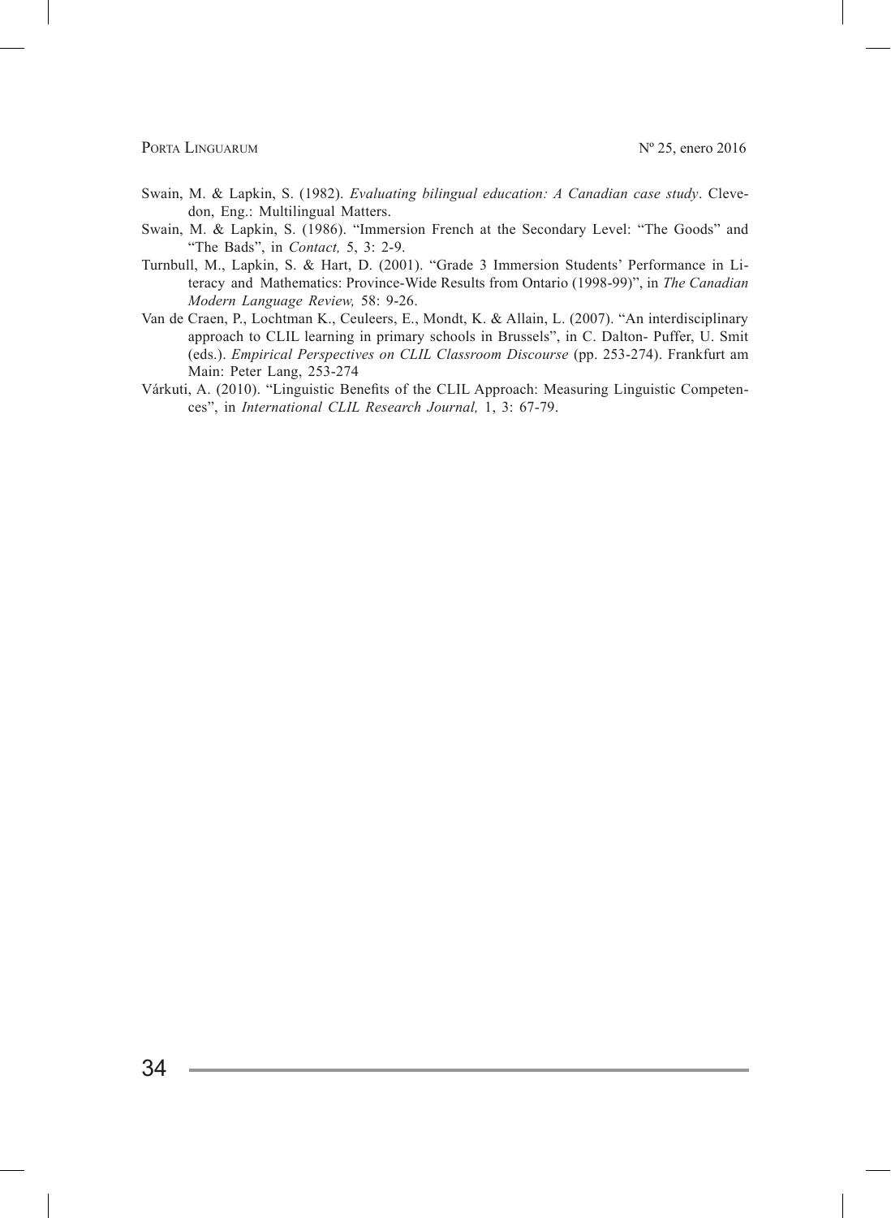Swain, M. & Lapkin, S. (1982). *Evaluating bilingual education: A Canadian case study*. Clevedon, Eng.: Multilingual Matters.

Swain, M. & Lapkin, S. (1986). "Immersion French at the Secondary Level: "The Goods" and "The Bads", in *Contact,* 5, 3: 2-9.

Turnbull, M., Lapkin, S. & Hart, D. (2001). "Grade 3 Immersion Students' Performance in Literacy and Mathematics: Province-Wide Results from Ontario (1998-99)", in *The Canadian Modern Language Review,* 58: 9-26.

Van de Craen, P., Lochtman K., Ceuleers, E., Mondt, K. & Allain, L. (2007). "An interdisciplinary approach to CLIL learning in primary schools in Brussels", in C. Dalton- Puffer, U. Smit (eds.). *Empirical Perspectives on CLIL Classroom Discourse* (pp. 253-274). Frankfurt am Main: Peter Lang, 253-274

Várkuti, A. (2010). "Linguistic Benefits of the CLIL Approach: Measuring Linguistic Competences", in *International CLIL Research Journal,* 1, 3: 67-79.